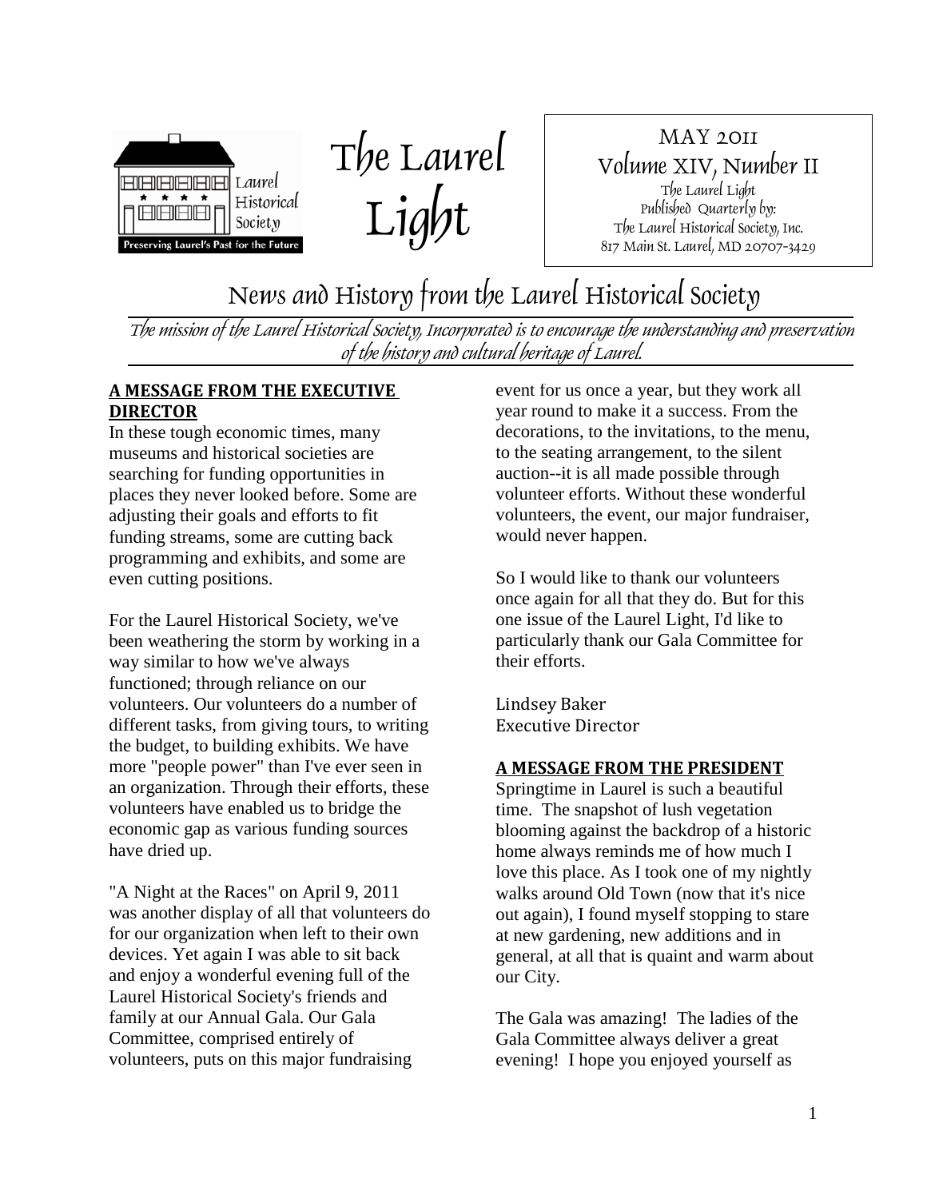Laurel Historical Society

Preserving Laurel's Past for the Future

# The Laurel Light

MAY 2011
Volume XIV, Number II
The Laurel Light
Published Quarterly by:
The Laurel Historical Society, Inc.
817 Main St. Laurel, MD 20707-3429

## News and History from the Laurel Historical Society

*The mission of the Laurel Historical Society, Incorporated is to encourage the understanding and preservation of the history and cultural heritage of Laurel.*

### A MESSAGE FROM THE EXECUTIVE DIRECTOR

In these tough economic times, many museums and historical societies are searching for funding opportunities in places they never looked before. Some are adjusting their goals and efforts to fit funding streams, some are cutting back programming and exhibits, and some are even cutting positions.

For the Laurel Historical Society, we've been weathering the storm by working in a way similar to how we've always functioned; through reliance on our volunteers. Our volunteers do a number of different tasks, from giving tours, to writing the budget, to building exhibits. We have more "people power" than I've ever seen in an organization. Through their efforts, these volunteers have enabled us to bridge the economic gap as various funding sources have dried up.

"A Night at the Races" on April 9, 2011 was another display of all that volunteers do for our organization when left to their own devices. Yet again I was able to sit back and enjoy a wonderful evening full of the Laurel Historical Society's friends and family at our Annual Gala. Our Gala Committee, comprised entirely of volunteers, puts on this major fundraising event for us once a year, but they work all year round to make it a success. From the decorations, to the invitations, to the menu, to the seating arrangement, to the silent auction--it is all made possible through volunteer efforts. Without these wonderful volunteers, the event, our major fundraiser, would never happen.

So I would like to thank our volunteers once again for all that they do. But for this one issue of the Laurel Light, I'd like to particularly thank our Gala Committee for their efforts.

Lindsey Baker
Executive Director

### A MESSAGE FROM THE PRESIDENT

Springtime in Laurel is such a beautiful time. The snapshot of lush vegetation blooming against the backdrop of a historic home always reminds me of how much I love this place. As I took one of my nightly walks around Old Town (now that it's nice out again), I found myself stopping to stare at new gardening, new additions and in general, at all that is quaint and warm about our City.

The Gala was amazing! The ladies of the Gala Committee always deliver a great evening! I hope you enjoyed yourself as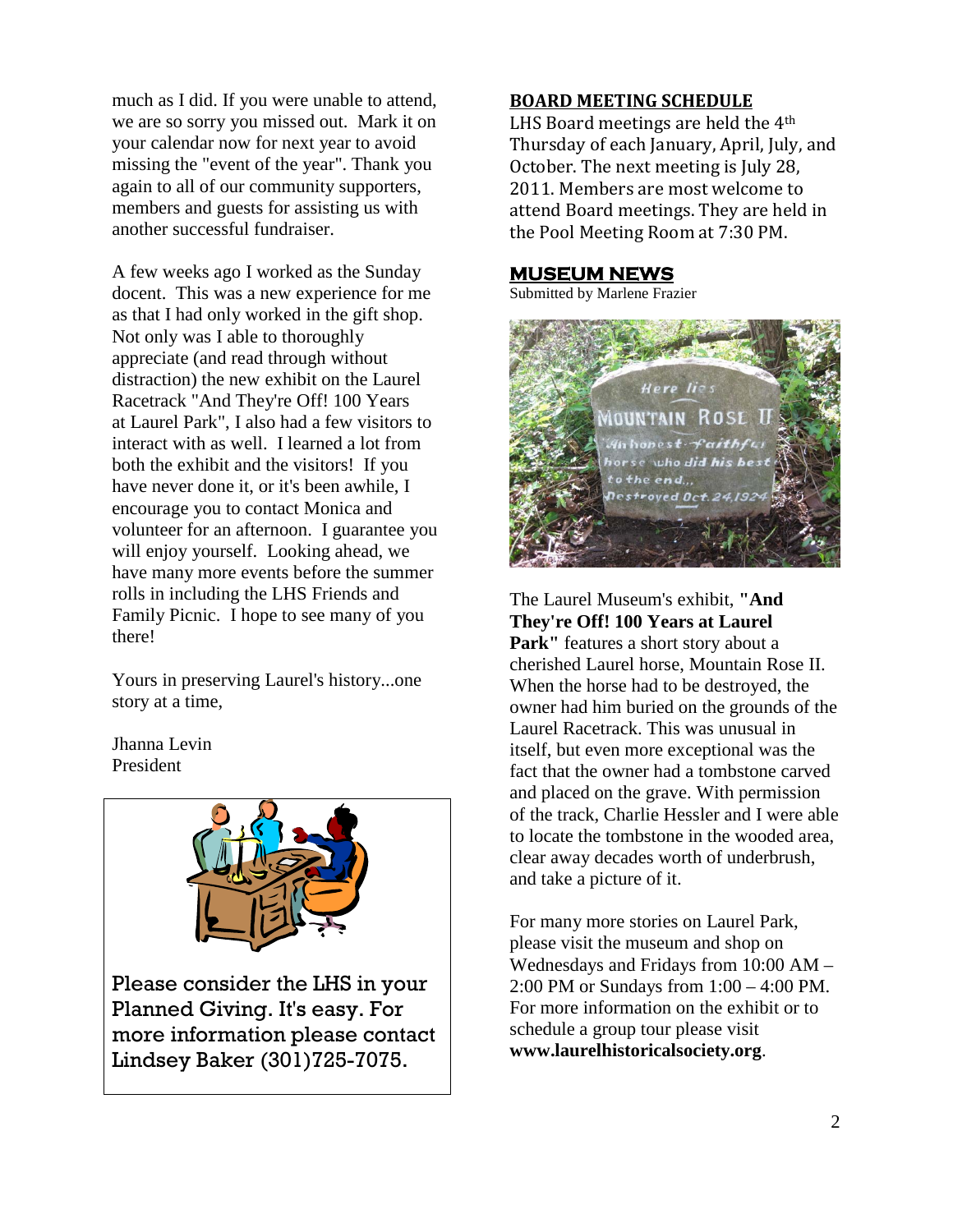much as I did. If you were unable to attend, we are so sorry you missed out. Mark it on your calendar now for next year to avoid missing the "event of the year". Thank you again to all of our community supporters, members and guests for assisting us with another successful fundraiser.

A few weeks ago I worked as the Sunday docent. This was a new experience for me as that I had only worked in the gift shop. Not only was I able to thoroughly appreciate (and read through without distraction) the new exhibit on the Laurel Racetrack "And They're Off! 100 Years at Laurel Park", I also had a few visitors to interact with as well. I learned a lot from both the exhibit and the visitors! If you have never done it, or it's been awhile, I encourage you to contact Monica and volunteer for an afternoon. I guarantee you will enjoy yourself. Looking ahead, we have many more events before the summer rolls in including the LHS Friends and Family Picnic. I hope to see many of you there!

Yours in preserving Laurel's history...one story at a time,

Jhanna Levin
President

Please consider the LHS in your Planned Giving. It's easy. For more information please contact Lindsey Baker (301)725-7075.

## BOARD MEETING SCHEDULE

LHS Board meetings are held the 4th Thursday of each January, April, July, and October. The next meeting is July 28, 2011. Members are most welcome to attend Board meetings. They are held in the Pool Meeting Room at 7:30 PM.

## MUSEUM NEWS

Submitted by Marlene Frazier

The Laurel Museum's exhibit, **"And They're Off! 100 Years at Laurel Park"** features a short story about a cherished Laurel horse, Mountain Rose II. When the horse had to be destroyed, the owner had him buried on the grounds of the Laurel Racetrack. This was unusual in itself, but even more exceptional was the fact that the owner had a tombstone carved and placed on the grave. With permission of the track, Charlie Hessler and I were able to locate the tombstone in the wooded area, clear away decades worth of underbrush, and take a picture of it.

For many more stories on Laurel Park, please visit the museum and shop on Wednesdays and Fridays from 10:00 AM – 2:00 PM or Sundays from 1:00 – 4:00 PM. For more information on the exhibit or to schedule a group tour please visit **www.laurelhistoricalsociety.org**.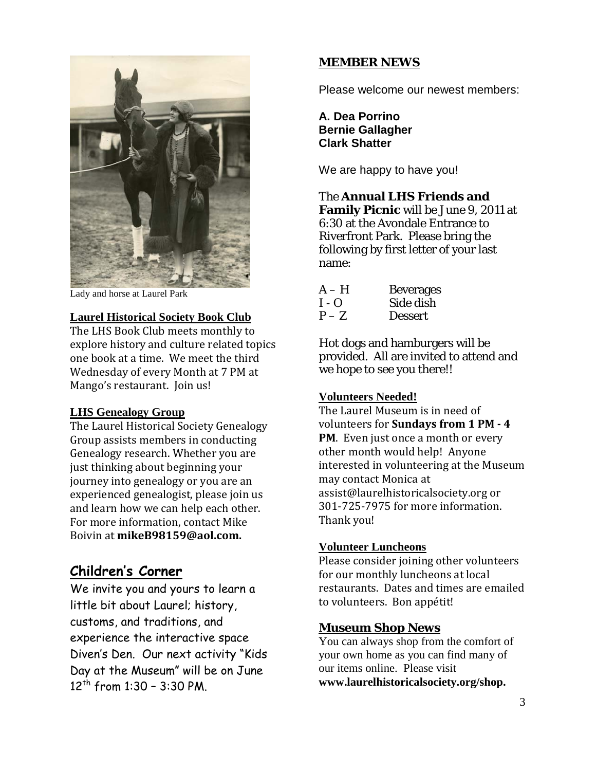Lady and horse at Laurel Park

### Laurel Historical Society Book Club

The LHS Book Club meets monthly to explore history and culture related topics one book at a time. We meet the third Wednesday of every Month at 7 PM at Mango's restaurant. Join us!

### LHS Genealogy Group

The Laurel Historical Society Genealogy Group assists members in conducting Genealogy research. Whether you are just thinking about beginning your journey into genealogy or you are an experienced genealogist, please join us and learn how we can help each other. For more information, contact Mike Boivin at **mikeB98159@aol.com.**

## Children's Corner

We invite you and yours to learn a little bit about Laurel; history, customs, and traditions, and experience the interactive space Diven's Den. Our next activity "Kids Day at the Museum" will be on June 12th from 1:30 – 3:30 PM.

## MEMBER NEWS

Please welcome our newest members:

**A. Dea Porrino**
**Bernie Gallagher**
**Clark Shatter**

We are happy to have you!

The **Annual LHS Friends and Family Picnic** will be June 9, 2011 at 6:30 at the Avondale Entrance to Riverfront Park. Please bring the following by first letter of your last name:

| | |
|---|---|
| A – H | Beverages |
| I - O | Side dish |
| P – Z | Dessert |

Hot dogs and hamburgers will be provided. All are invited to attend and we hope to see you there!!

### Volunteers Needed!

The Laurel Museum is in need of volunteers for **Sundays from 1 PM - 4 PM**. Even just once a month or every other month would help! Anyone interested in volunteering at the Museum may contact Monica at assist@laurelhistoricalsociety.org or 301-725-7975 for more information. Thank you!

### Volunteer Luncheons

Please consider joining other volunteers for our monthly luncheons at local restaurants. Dates and times are emailed to volunteers. Bon appétit!

## Museum Shop News

You can always shop from the comfort of your own home as you can find many of our items online. Please visit **www.laurelhistoricalsociety.org/shop.**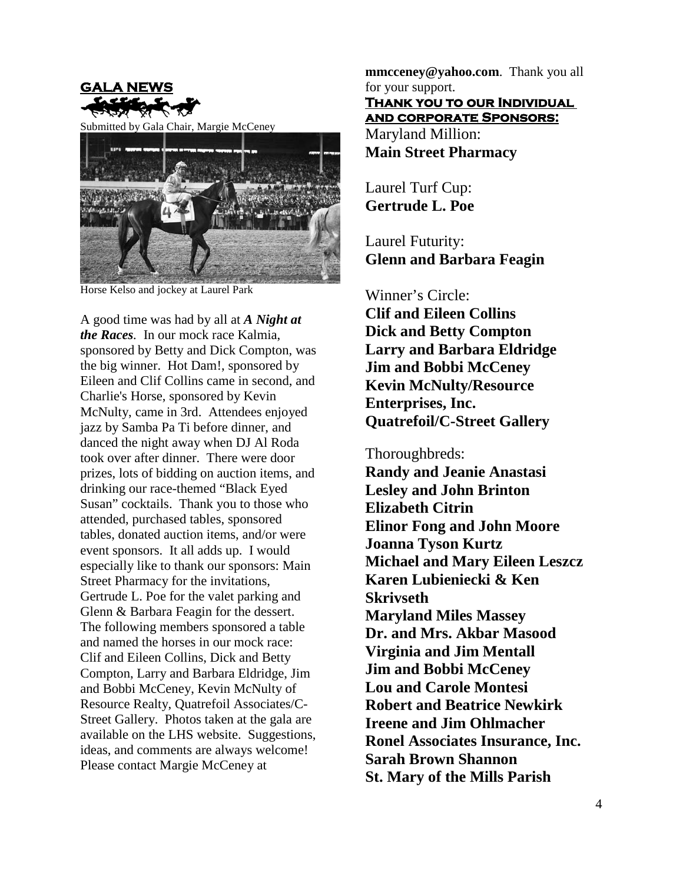## GALA NEWS

Submitted by Gala Chair, Margie McCeney

Horse Kelso and jockey at Laurel Park

A good time was had by all at ***A Night at the Races***. In our mock race Kalmia, sponsored by Betty and Dick Compton, was the big winner. Hot Dam!, sponsored by Eileen and Clif Collins came in second, and Charlie's Horse, sponsored by Kevin McNulty, came in 3rd. Attendees enjoyed jazz by Samba Pa Ti before dinner, and danced the night away when DJ Al Roda took over after dinner. There were door prizes, lots of bidding on auction items, and drinking our race-themed "Black Eyed Susan" cocktails. Thank you to those who attended, purchased tables, sponsored tables, donated auction items, and/or were event sponsors. It all adds up. I would especially like to thank our sponsors: Main Street Pharmacy for the invitations, Gertrude L. Poe for the valet parking and Glenn & Barbara Feagin for the dessert. The following members sponsored a table and named the horses in our mock race: Clif and Eileen Collins, Dick and Betty Compton, Larry and Barbara Eldridge, Jim and Bobbi McCeney, Kevin McNulty of Resource Realty, Quatrefoil Associates/C-Street Gallery. Photos taken at the gala are available on the LHS website. Suggestions, ideas, and comments are always welcome! Please contact Margie McCeney at **mmcceney@yahoo.com**. Thank you all for your support.

### Thank you to our Individual and corporate Sponsors:

Maryland Million:
**Main Street Pharmacy**

Laurel Turf Cup:
**Gertrude L. Poe**

Laurel Futurity:
**Glenn and Barbara Feagin**

Winner's Circle:
**Clif and Eileen Collins**
**Dick and Betty Compton**
**Larry and Barbara Eldridge**
**Jim and Bobbi McCeney**
**Kevin McNulty/Resource Enterprises, Inc.**
**Quatrefoil/C-Street Gallery**

Thoroughbreds:
**Randy and Jeanie Anastasi**
**Lesley and John Brinton**
**Elizabeth Citrin**
**Elinor Fong and John Moore**
**Joanna Tyson Kurtz**
**Michael and Mary Eileen Leszcz**
**Karen Lubieniecki & Ken Skrivseth**
**Maryland Miles Massey**
**Dr. and Mrs. Akbar Masood**
**Virginia and Jim Mentall**
**Jim and Bobbi McCeney**
**Lou and Carole Montesi**
**Robert and Beatrice Newkirk**
**Ireene and Jim Ohlmacher**
**Ronel Associates Insurance, Inc.**
**Sarah Brown Shannon**
**St. Mary of the Mills Parish**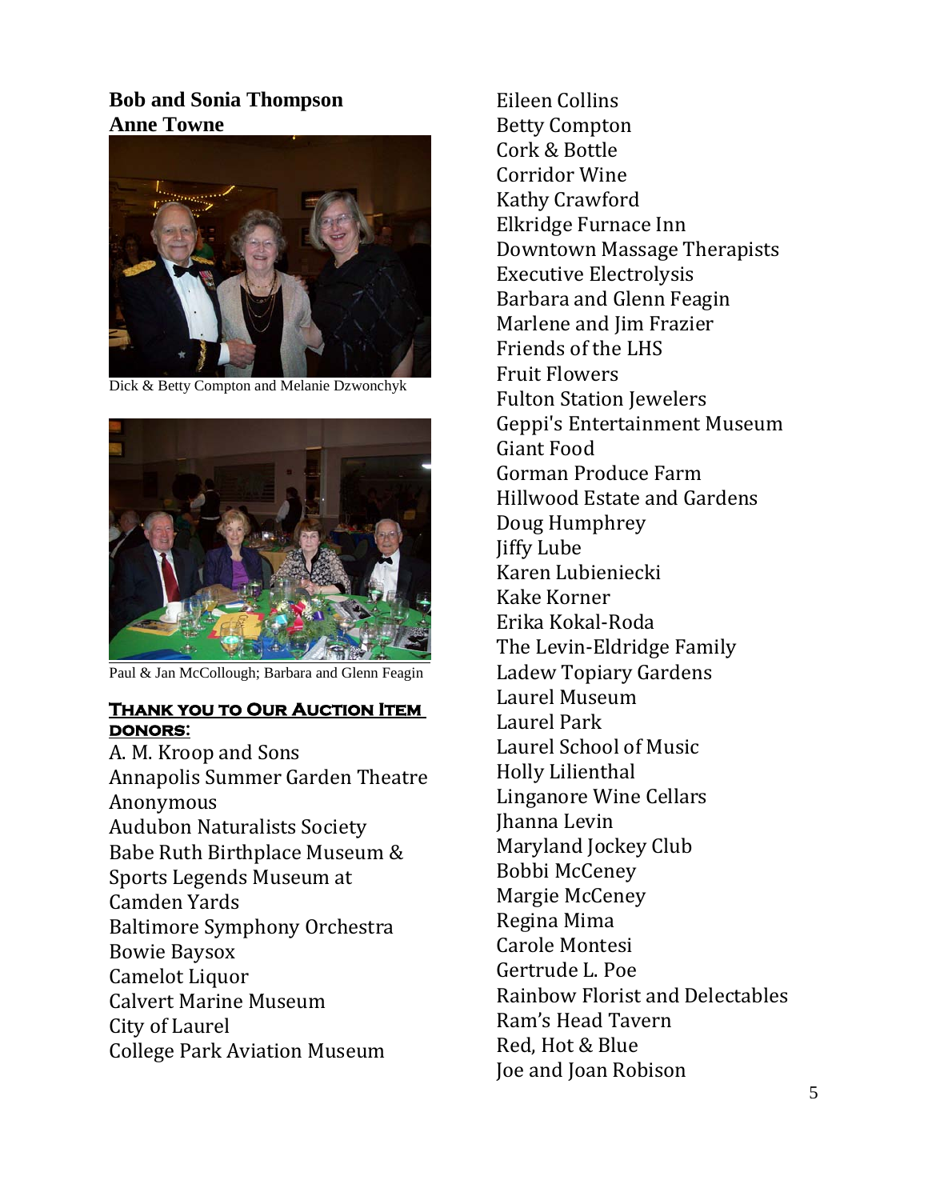**Bob and Sonia Thompson**
**Anne Towne**

Dick & Betty Compton and Melanie Dzwonchyk

Paul & Jan McCollough; Barbara and Glenn Feagin

**Thank you to Our Auction Item donors:**

A. M. Kroop and Sons
Annapolis Summer Garden Theatre
Anonymous
Audubon Naturalists Society
Babe Ruth Birthplace Museum & Sports Legends Museum at Camden Yards
Baltimore Symphony Orchestra
Bowie Baysox
Camelot Liquor
Calvert Marine Museum
City of Laurel
College Park Aviation Museum
Eileen Collins
Betty Compton
Cork & Bottle
Corridor Wine
Kathy Crawford
Elkridge Furnace Inn
Downtown Massage Therapists
Executive Electrolysis
Barbara and Glenn Feagin
Marlene and Jim Frazier
Friends of the LHS
Fruit Flowers
Fulton Station Jewelers
Geppi's Entertainment Museum
Giant Food
Gorman Produce Farm
Hillwood Estate and Gardens
Doug Humphrey
Jiffy Lube
Karen Lubieniecki
Kake Korner
Erika Kokal-Roda
The Levin-Eldridge Family
Ladew Topiary Gardens
Laurel Museum
Laurel Park
Laurel School of Music
Holly Lilienthal
Linganore Wine Cellars
Jhanna Levin
Maryland Jockey Club
Bobbi McCeney
Margie McCeney
Regina Mima
Carole Montesi
Gertrude L. Poe
Rainbow Florist and Delectables
Ram's Head Tavern
Red, Hot & Blue
Joe and Joan Robison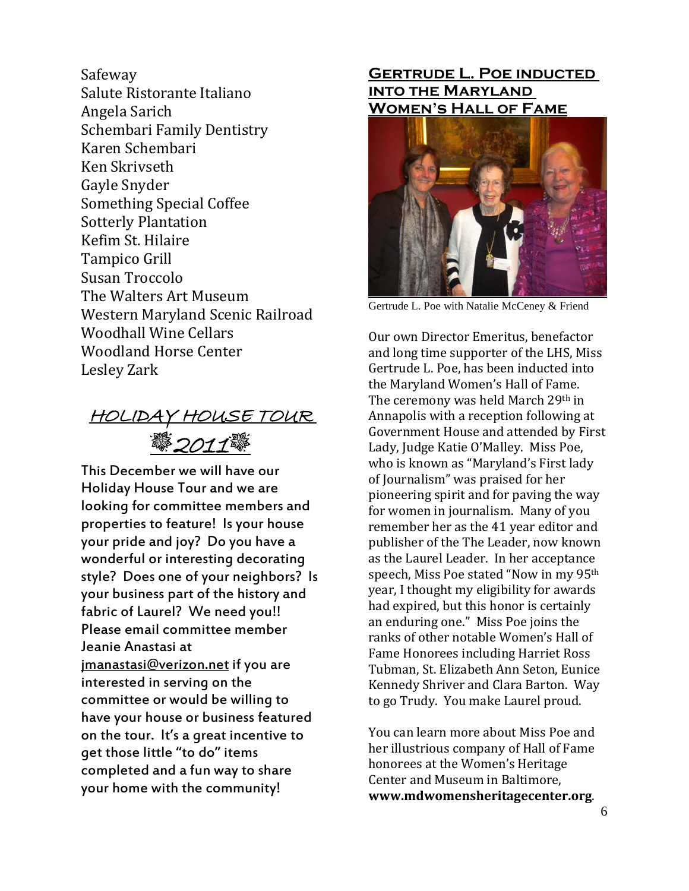Safeway
Salute Ristorante Italiano
Angela Sarich
Schembari Family Dentistry
Karen Schembari
Ken Skrivseth
Gayle Snyder
Something Special Coffee
Sotterly Plantation
Kefim St. Hilaire
Tampico Grill
Susan Troccolo
The Walters Art Museum
Western Maryland Scenic Railroad
Woodhall Wine Cellars
Woodland Horse Center
Lesley Zark

## HOLIDAY HOUSE TOUR 2011

This December we will have our Holiday House Tour and we are looking for committee members and properties to feature! Is your house your pride and joy? Do you have a wonderful or interesting decorating style? Does one of your neighbors? Is your business part of the history and fabric of Laurel? We need you!! Please email committee member Jeanie Anastasi at jmanastasi@verizon.net if you are interested in serving on the committee or would be willing to have your house or business featured on the tour. It's a great incentive to get those little "to do" items completed and a fun way to share your home with the community!

## Gertrude L. Poe inducted into the Maryland Women's Hall of Fame

Gertrude L. Poe with Natalie McCeney & Friend

Our own Director Emeritus, benefactor and long time supporter of the LHS, Miss Gertrude L. Poe, has been inducted into the Maryland Women's Hall of Fame. The ceremony was held March 29th in Annapolis with a reception following at Government House and attended by First Lady, Judge Katie O'Malley. Miss Poe, who is known as "Maryland's First lady of Journalism" was praised for her pioneering spirit and for paving the way for women in journalism. Many of you remember her as the 41 year editor and publisher of the The Leader, now known as the Laurel Leader. In her acceptance speech, Miss Poe stated "Now in my 95th year, I thought my eligibility for awards had expired, but this honor is certainly an enduring one." Miss Poe joins the ranks of other notable Women's Hall of Fame Honorees including Harriet Ross Tubman, St. Elizabeth Ann Seton, Eunice Kennedy Shriver and Clara Barton. Way to go Trudy. You make Laurel proud.

You can learn more about Miss Poe and her illustrious company of Hall of Fame honorees at the Women's Heritage Center and Museum in Baltimore, **www.mdwomensheritagecenter.org**.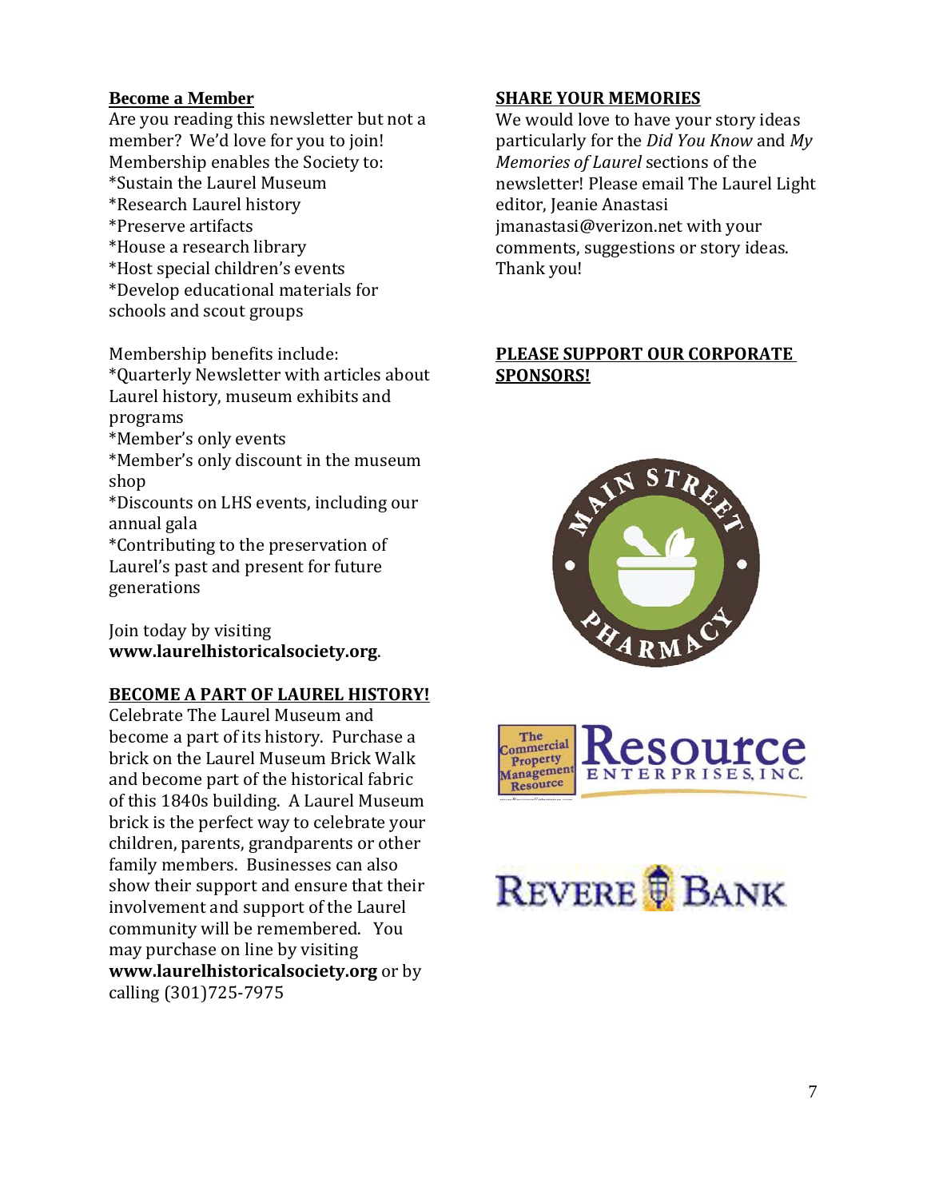## Become a Member

Are you reading this newsletter but not a member? We'd love for you to join! Membership enables the Society to:

*Sustain the Laurel Museum
*Research Laurel history
*Preserve artifacts
*House a research library
*Host special children's events
*Develop educational materials for schools and scout groups

Membership benefits include:

*Quarterly Newsletter with articles about Laurel history, museum exhibits and programs
*Member's only events
*Member's only discount in the museum shop
*Discounts on LHS events, including our annual gala
*Contributing to the preservation of Laurel's past and present for future generations

Join today by visiting **www.laurelhistoricalsociety.org**.

## BECOME A PART OF LAUREL HISTORY!

Celebrate The Laurel Museum and become a part of its history. Purchase a brick on the Laurel Museum Brick Walk and become part of the historical fabric of this 1840s building. A Laurel Museum brick is the perfect way to celebrate your children, parents, grandparents or other family members. Businesses can also show their support and ensure that their involvement and support of the Laurel community will be remembered. You may purchase on line by visiting **www.laurelhistoricalsociety.org** or by calling (301)725-7975

## SHARE YOUR MEMORIES

We would love to have your story ideas particularly for the *Did You Know* and *My Memories of Laurel* sections of the newsletter! Please email The Laurel Light editor, Jeanie Anastasi jmanastasi@verizon.net with your comments, suggestions or story ideas. Thank you!

## PLEASE SUPPORT OUR CORPORATE SPONSORS!

Main Street Pharmacy

The Commercial Property Management Resource — Resource Enterprises, Inc.

Revere Bank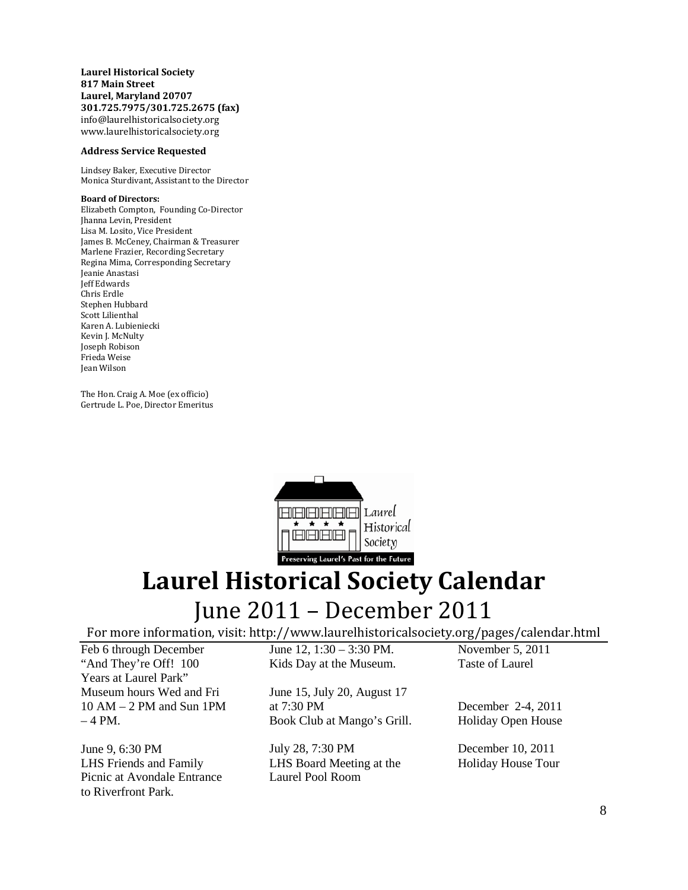**Laurel Historical Society**
**817 Main Street**
**Laurel, Maryland 20707**
**301.725.7975/301.725.2675 (fax)**
info@laurelhistoricalsociety.org
www.laurelhistoricalsociety.org

**Address Service Requested**

Lindsey Baker, Executive Director
Monica Sturdivant, Assistant to the Director

**Board of Directors:**
Elizabeth Compton, Founding Co-Director
Jhanna Levin, President
Lisa M. Losito, Vice President
James B. McCeney, Chairman & Treasurer
Marlene Frazier, Recording Secretary
Regina Mima, Corresponding Secretary
Jeanie Anastasi
Jeff Edwards
Chris Erdle
Stephen Hubbard
Scott Lilienthal
Karen A. Lubieniecki
Kevin J. McNulty
Joseph Robison
Frieda Weise
Jean Wilson

The Hon. Craig A. Moe (ex officio)
Gertrude L. Poe, Director Emeritus

Laurel Historical Society
Preserving Laurel's Past for the Future

# Laurel Historical Society Calendar

## June 2011 – December 2011

For more information, visit: http://www.laurelhistoricalsociety.org/pages/calendar.html

Feb 6 through December
"And They're Off! 100 Years at Laurel Park"
Museum hours Wed and Fri 10 AM – 2 PM and Sun 1PM – 4 PM.

June 9, 6:30 PM
LHS Friends and Family Picnic at Avondale Entrance to Riverfront Park.

June 12, 1:30 – 3:30 PM.
Kids Day at the Museum.

June 15, July 20, August 17 at 7:30 PM
Book Club at Mango's Grill.

July 28, 7:30 PM
LHS Board Meeting at the Laurel Pool Room

November 5, 2011
Taste of Laurel

December 2-4, 2011
Holiday Open House

December 10, 2011
Holiday House Tour